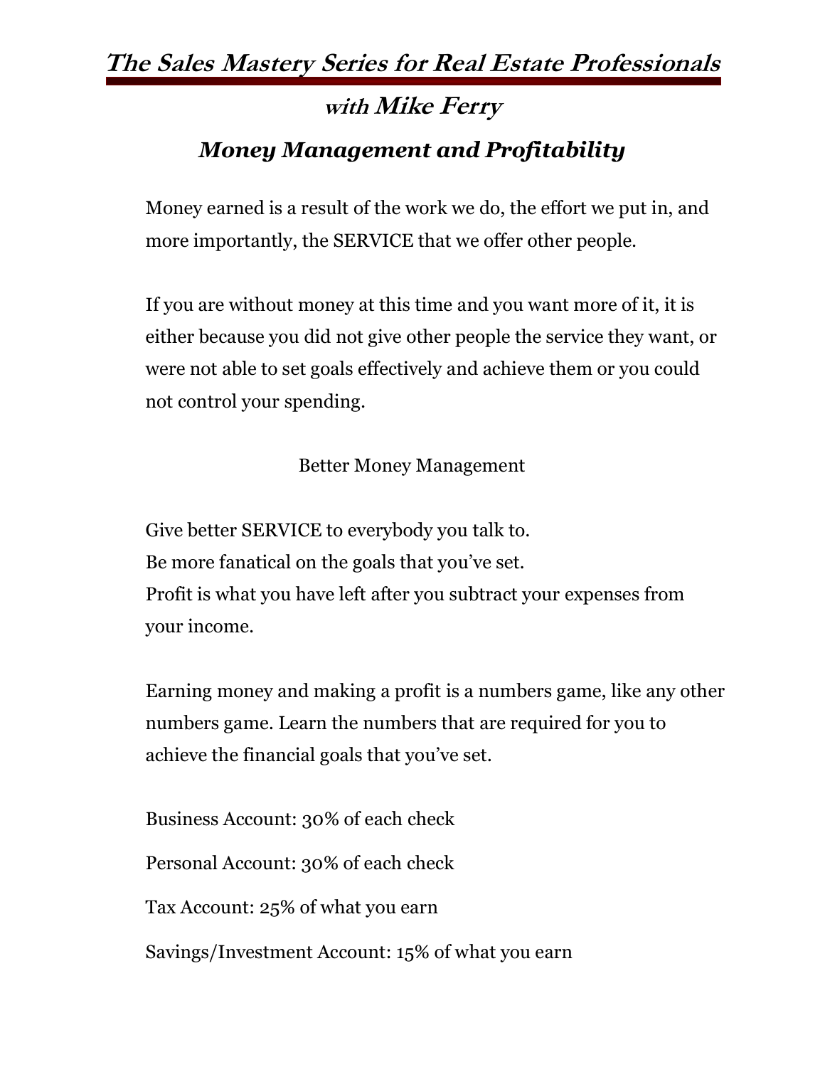# The Sales Mastery Series for Real Estate Professionals

## *with Mike Ferry*

## *Money Management and Profitability*

Money earned is a result of the work we do, the effort we put in, and more importantly, the SERVICE that we offer other people.

If you are without money at this time and you want more of it, it is either because you did not give other people the service they want, or were not able to set goals effectively and achieve them or you could not control your spending.

### Better Money Management

Give better SERVICE to everybody you talk to.
Be more fanatical on the goals that you've set.
Profit is what you have left after you subtract your expenses from your income.

Earning money and making a profit is a numbers game, like any other numbers game. Learn the numbers that are required for you to achieve the financial goals that you've set.

Business Account: 30% of each check

Personal Account: 30% of each check

Tax Account: 25% of what you earn

Savings/Investment Account: 15% of what you earn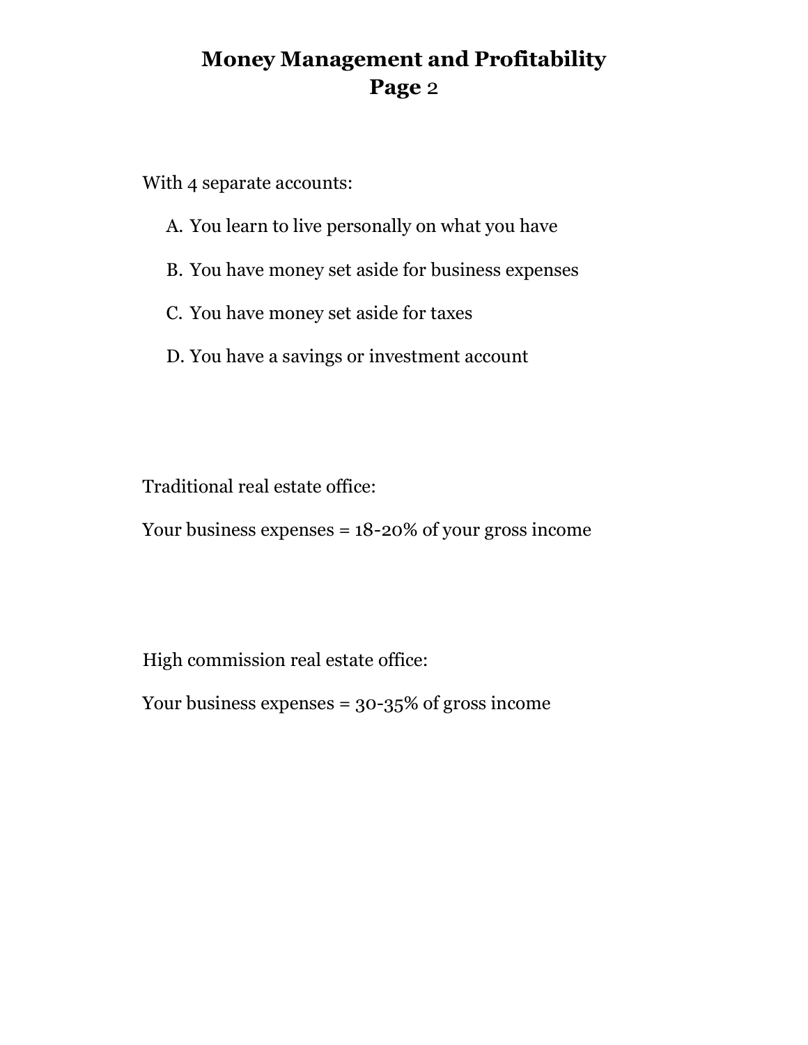# Money Management and Profitability

With 4 separate accounts:

A. You learn to live personally on what you have

B. You have money set aside for business expenses

C. You have money set aside for taxes

D. You have a savings or investment account

Traditional real estate office:

Your business expenses = 18-20% of your gross income

High commission real estate office:

Your business expenses = 30-35% of gross income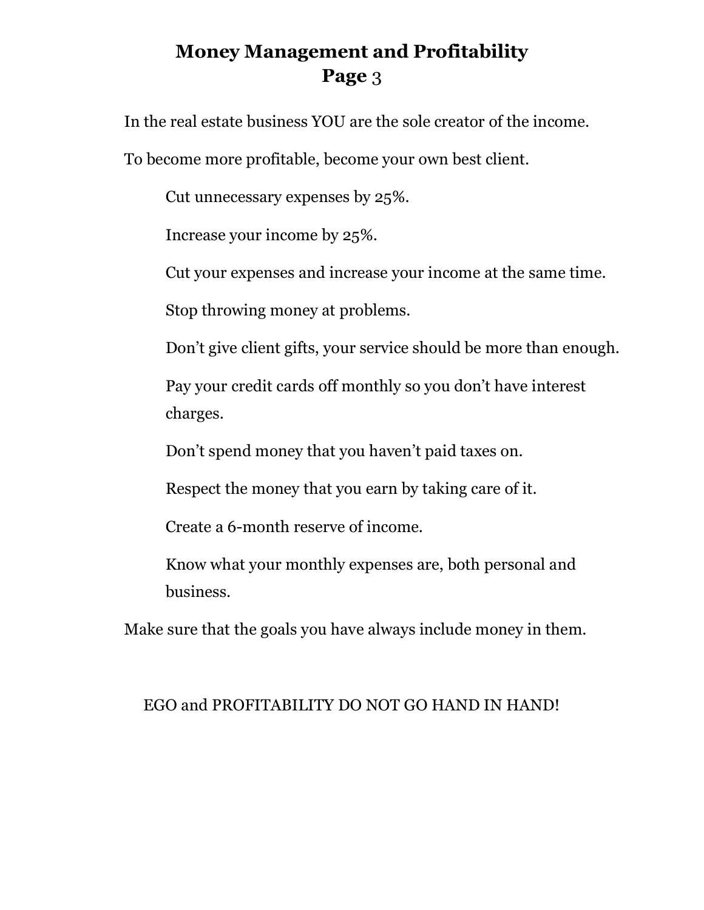# Money Management and Profitability

In the real estate business YOU are the sole creator of the income.

To become more profitable, become your own best client.

> Cut unnecessary expenses by 25%.
>
> Increase your income by 25%.
>
> Cut your expenses and increase your income at the same time.
>
> Stop throwing money at problems.
>
> Don't give client gifts, your service should be more than enough.
>
> Pay your credit cards off monthly so you don't have interest charges.
>
> Don't spend money that you haven't paid taxes on.
>
> Respect the money that you earn by taking care of it.
>
> Create a 6-month reserve of income.
>
> Know what your monthly expenses are, both personal and business.

Make sure that the goals you have always include money in them.

EGO and PROFITABILITY DO NOT GO HAND IN HAND!